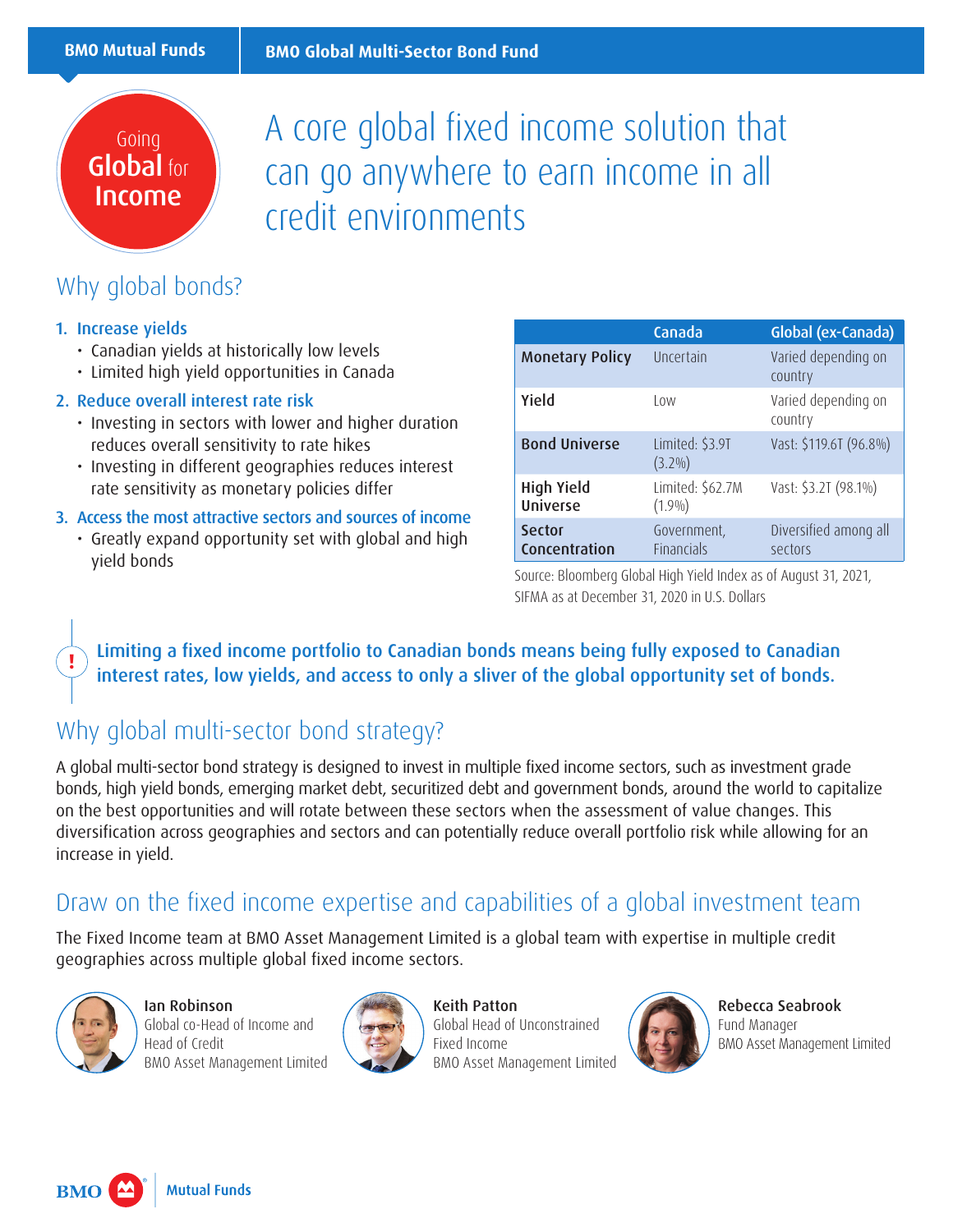BMO Mutual Funds | BMO Global Multi-Sector Bond Fund

Going **Global** for **Income**

# A core global fixed income solution that can go anywhere to earn income in all credit environments

## Why global bonds?

1. **Increase yields**
   - Canadian yields at historically low levels
   - Limited high yield opportunities in Canada
2. **Reduce overall interest rate risk**
   - Investing in sectors with lower and higher duration reduces overall sensitivity to rate hikes
   - Investing in different geographies reduces interest rate sensitivity as monetary policies differ
3. **Access the most attractive sectors and sources of income**
   - Greatly expand opportunity set with global and high yield bonds

| | Canada | Global (ex-Canada) |
|---|---|---|
| **Monetary Policy** | Uncertain | Varied depending on country |
| **Yield** | Low | Varied depending on country |
| **Bond Universe** | Limited: $3.9T (3.2%) | Vast: $119.6T (96.8%) |
| **High Yield Universe** | Limited: $62.7M (1.9%) | Vast: $3.2T (98.1%) |
| **Sector Concentration** | Government, Financials | Diversified among all sectors |

Source: Bloomberg Global High Yield Index as of August 31, 2021, SIFMA as at December 31, 2020 in U.S. Dollars

**Limiting a fixed income portfolio to Canadian bonds means being fully exposed to Canadian interest rates, low yields, and access to only a sliver of the global opportunity set of bonds.**

## Why global multi-sector bond strategy?

A global multi-sector bond strategy is designed to invest in multiple fixed income sectors, such as investment grade bonds, high yield bonds, emerging market debt, securitized debt and government bonds, around the world to capitalize on the best opportunities and will rotate between these sectors when the assessment of value changes. This diversification across geographies and sectors and can potentially reduce overall portfolio risk while allowing for an increase in yield.

## Draw on the fixed income expertise and capabilities of a global investment team

The Fixed Income team at BMO Asset Management Limited is a global team with expertise in multiple credit geographies across multiple global fixed income sectors.

**Ian Robinson**
Global co-Head of Income and Head of Credit
BMO Asset Management Limited

**Keith Patton**
Global Head of Unconstrained Fixed Income
BMO Asset Management Limited

**Rebecca Seabrook**
Fund Manager
BMO Asset Management Limited

BMO Mutual Funds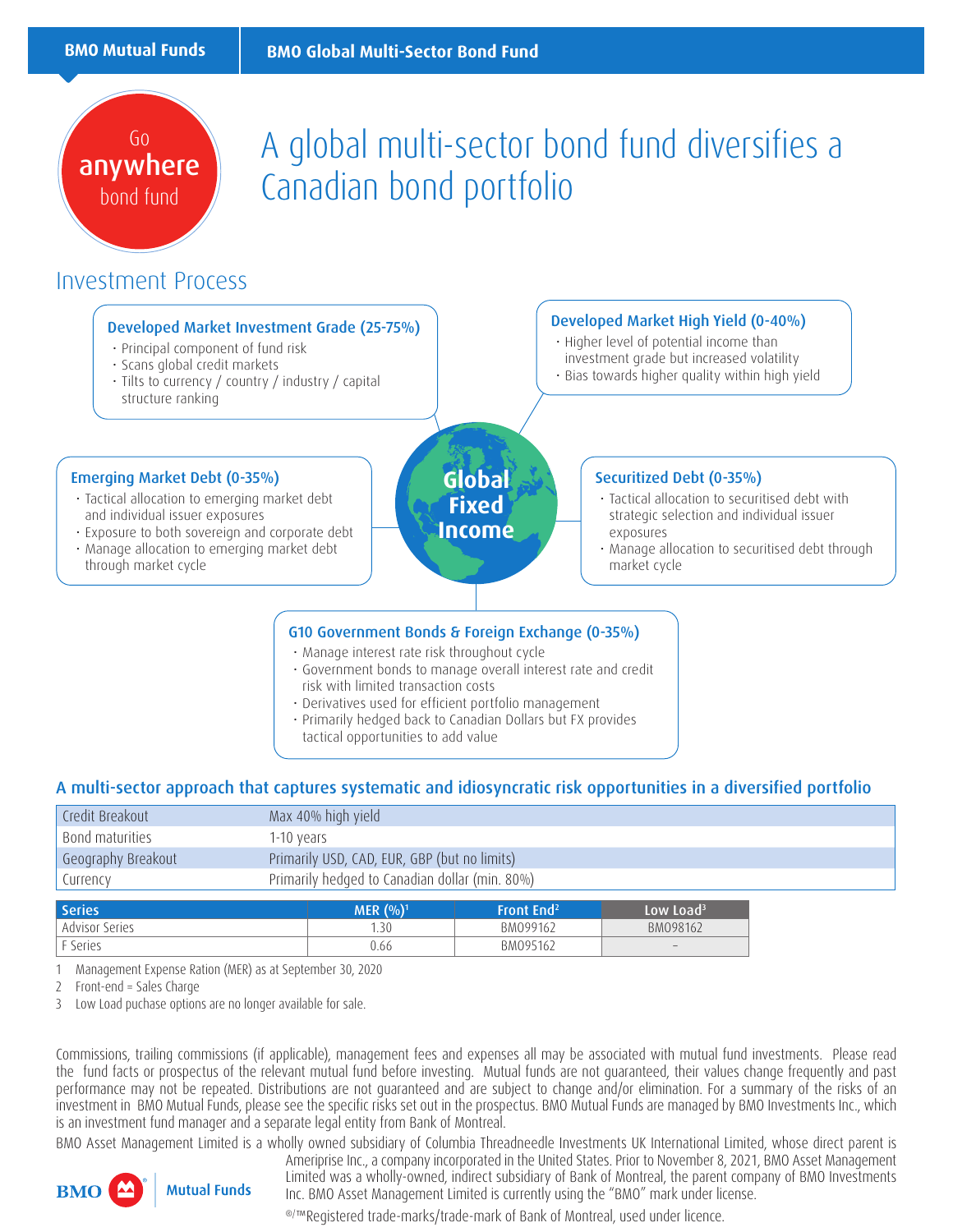BMO Mutual Funds | BMO Global Multi-Sector Bond Fund

Go **anywhere** bond fund

# A global multi-sector bond fund diversifies a Canadian bond portfolio

## Investment Process

### Developed Market Investment Grade (25-75%)

- Principal component of fund risk
- Scans global credit markets
- Tilts to currency / country / industry / capital structure ranking

### Developed Market High Yield (0-40%)

- Higher level of potential income than investment grade but increased volatility
- Bias towards higher quality within high yield

### Emerging Market Debt (0-35%)

- Tactical allocation to emerging market debt and individual issuer exposures
- Exposure to both sovereign and corporate debt
- Manage allocation to emerging market debt through market cycle

**Global Fixed Income**

### Securitized Debt (0-35%)

- Tactical allocation to securitised debt with strategic selection and individual issuer exposures
- Manage allocation to securitised debt through market cycle

### G10 Government Bonds & Foreign Exchange (0-35%)

- Manage interest rate risk throughout cycle
- Government bonds to manage overall interest rate and credit risk with limited transaction costs
- Derivatives used for efficient portfolio management
- Primarily hedged back to Canadian Dollars but FX provides tactical opportunities to add value

### A multi-sector approach that captures systematic and idiosyncratic risk opportunities in a diversified portfolio

| | |
|---|---|
| Credit Breakout | Max 40% high yield |
| Bond maturities | 1-10 years |
| Geography Breakout | Primarily USD, CAD, EUR, GBP (but no limits) |
| Currency | Primarily hedged to Canadian dollar (min. 80%) |

| Series | MER (%)[1] | Front End[2] | Low Load[3] |
|---|---|---|---|
| Advisor Series | 1.30 | BMO99162 | BMO98162 |
| F Series | 0.66 | BMO95162 | – |

1 Management Expense Ratio (MER) as at September 30, 2020

2 Front-end = Sales Charge

3 Low Load puchase options are no longer available for sale.

Commissions, trailing commissions (if applicable), management fees and expenses all may be associated with mutual fund investments. Please read the fund facts or prospectus of the relevant mutual fund before investing. Mutual funds are not guaranteed, their values change frequently and past performance may not be repeated. Distributions are not guaranteed and are subject to change and/or elimination. For a summary of the risks of an investment in BMO Mutual Funds, please see the specific risks set out in the prospectus. BMO Mutual Funds are managed by BMO Investments Inc., which is an investment fund manager and a separate legal entity from Bank of Montreal.

BMO Asset Management Limited is a wholly owned subsidiary of Columbia Threadneedle Investments UK International Limited, whose direct parent is Ameriprise Inc., a company incorporated in the United States. Prior to November 8, 2021, BMO Asset Management Limited was a wholly-owned, indirect subsidiary of Bank of Montreal, the parent company of BMO Investments Inc. BMO Asset Management Limited is currently using the "BMO" mark under license.

®/™Registered trade-marks/trade-mark of Bank of Montreal, used under licence.

BMO Mutual Funds